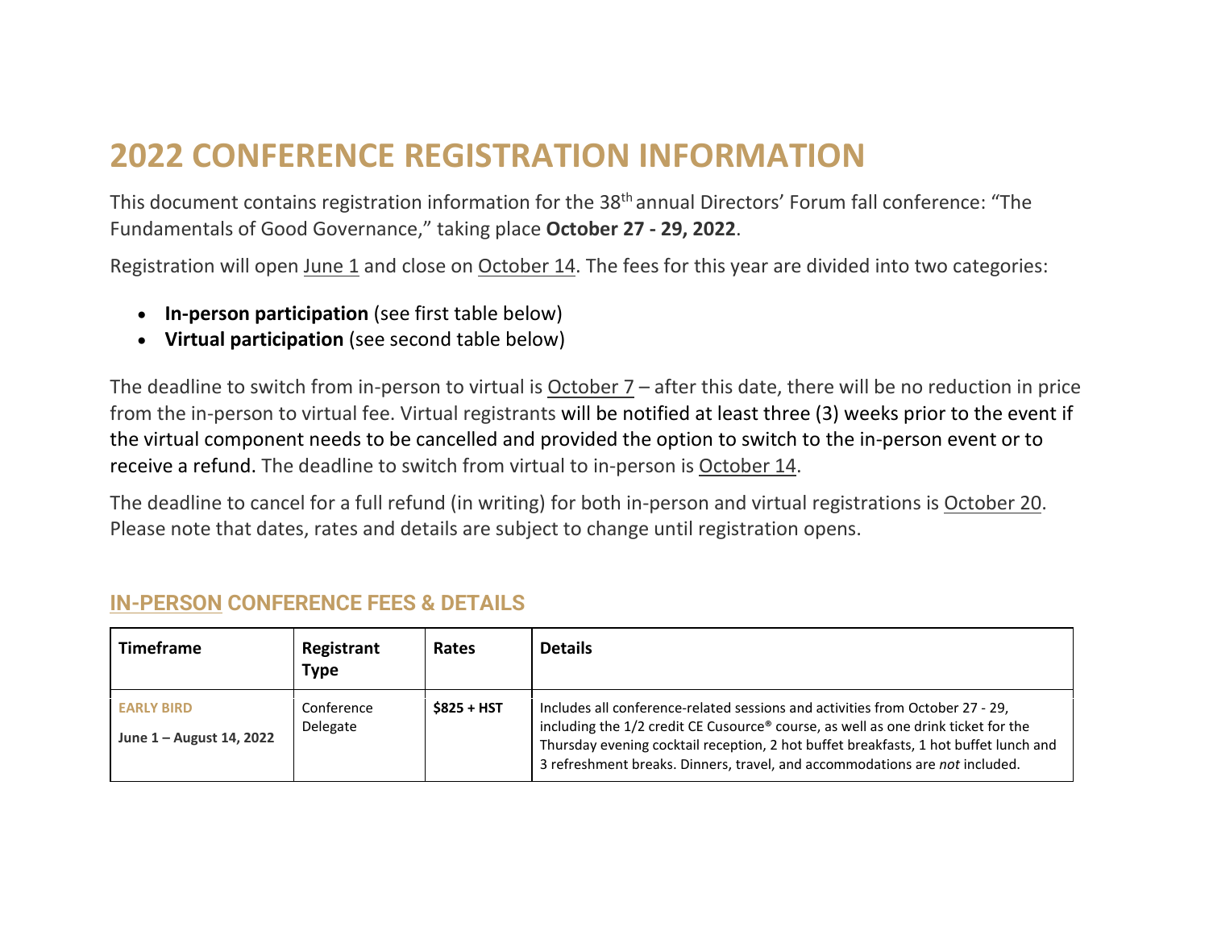# 2022 CONFERENCE REGISTRATION INFORMATION

This document contains registration information for the 38th annual Directors' Forum fall conference: "The Fundamentals of Good Governance," taking place **October 27 - 29, 2022**.

Registration will open June 1 and close on October 14. The fees for this year are divided into two categories:

- **In-person participation** (see first table below)
- **Virtual participation** (see second table below)

The deadline to switch from in-person to virtual is October 7 – after this date, there will be no reduction in price from the in-person to virtual fee. Virtual registrants will be notified at least three (3) weeks prior to the event if the virtual component needs to be cancelled and provided the option to switch to the in-person event or to receive a refund. The deadline to switch from virtual to in-person is October 14.

The deadline to cancel for a full refund (in writing) for both in-person and virtual registrations is October 20. Please note that dates, rates and details are subject to change until registration opens.

## IN-PERSON CONFERENCE FEES & DETAILS

| Timeframe | Registrant Type | Rates | Details |
|---|---|---|---|
| **EARLY BIRD** **June 1 – August 14, 2022** | Conference Delegate | **$825 + HST** | Includes all conference-related sessions and activities from October 27 - 29, including the 1/2 credit CE Cusource® course, as well as one drink ticket for the Thursday evening cocktail reception, 2 hot buffet breakfasts, 1 hot buffet lunch and 3 refreshment breaks. Dinners, travel, and accommodations are *not* included. |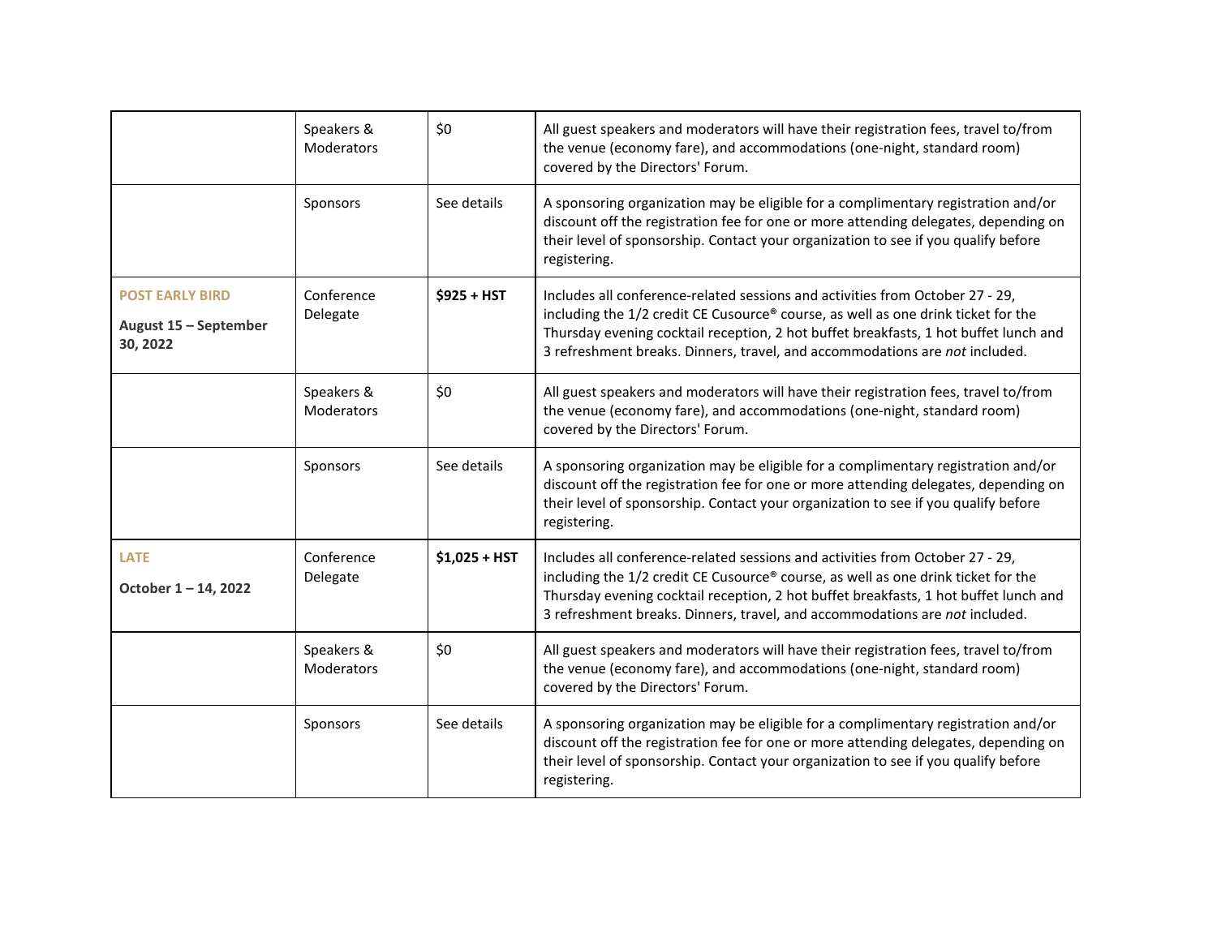| | | | |
|---|---|---|---|
| | Speakers & Moderators | $0 | All guest speakers and moderators will have their registration fees, travel to/from the venue (economy fare), and accommodations (one-night, standard room) covered by the Directors' Forum. |
| | Sponsors | See details | A sponsoring organization may be eligible for a complimentary registration and/or discount off the registration fee for one or more attending delegates, depending on their level of sponsorship. Contact your organization to see if you qualify before registering. |
| **POST EARLY BIRD**<br>**August 15 – September 30, 2022** | Conference Delegate | **$925 + HST** | Includes all conference-related sessions and activities from October 27 - 29, including the 1/2 credit CE Cusource® course, as well as one drink ticket for the Thursday evening cocktail reception, 2 hot buffet breakfasts, 1 hot buffet lunch and 3 refreshment breaks. Dinners, travel, and accommodations are *not* included. |
| | Speakers & Moderators | $0 | All guest speakers and moderators will have their registration fees, travel to/from the venue (economy fare), and accommodations (one-night, standard room) covered by the Directors' Forum. |
| | Sponsors | See details | A sponsoring organization may be eligible for a complimentary registration and/or discount off the registration fee for one or more attending delegates, depending on their level of sponsorship. Contact your organization to see if you qualify before registering. |
| **LATE**<br>**October 1 – 14, 2022** | Conference Delegate | **$1,025 + HST** | Includes all conference-related sessions and activities from October 27 - 29, including the 1/2 credit CE Cusource® course, as well as one drink ticket for the Thursday evening cocktail reception, 2 hot buffet breakfasts, 1 hot buffet lunch and 3 refreshment breaks. Dinners, travel, and accommodations are *not* included. |
| | Speakers & Moderators | $0 | All guest speakers and moderators will have their registration fees, travel to/from the venue (economy fare), and accommodations (one-night, standard room) covered by the Directors' Forum. |
| | Sponsors | See details | A sponsoring organization may be eligible for a complimentary registration and/or discount off the registration fee for one or more attending delegates, depending on their level of sponsorship. Contact your organization to see if you qualify before registering. |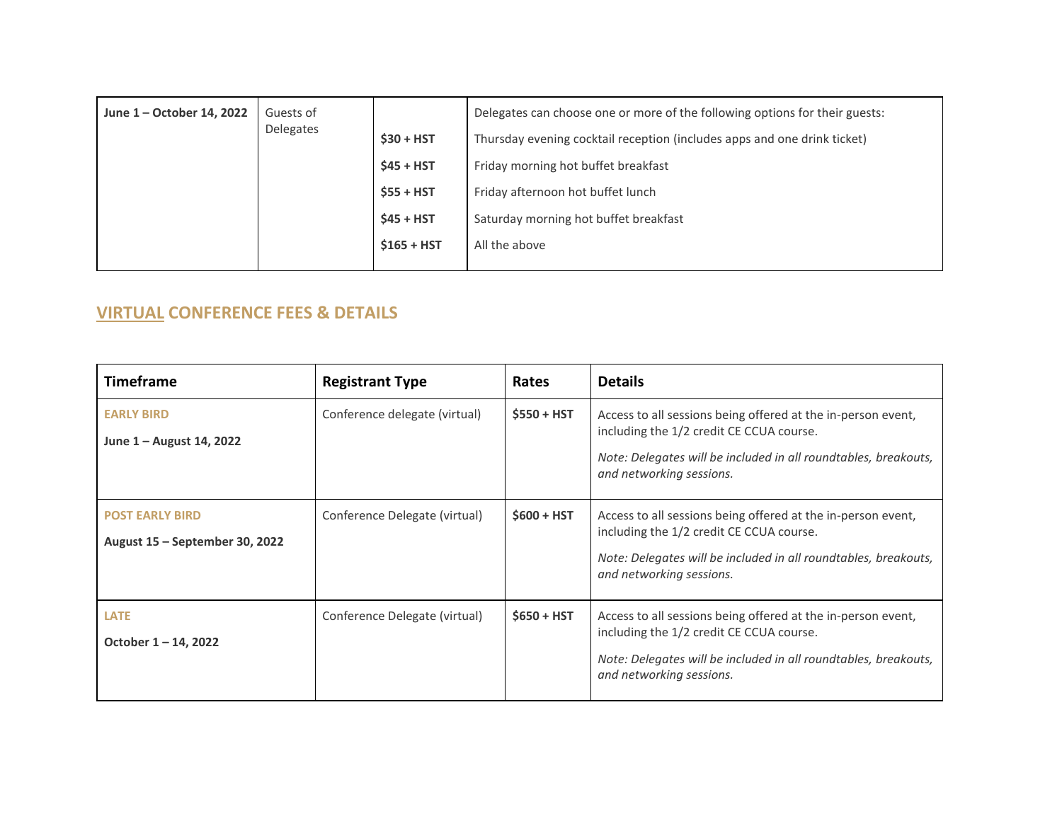| | | | |
|---|---|---|---|
| **June 1 – October 14, 2022** | Guests of Delegates | | Delegates can choose one or more of the following options for their guests: |
| | | **$30 + HST** | Thursday evening cocktail reception (includes apps and one drink ticket) |
| | | **$45 + HST** | Friday morning hot buffet breakfast |
| | | **$55 + HST** | Friday afternoon hot buffet lunch |
| | | **$45 + HST** | Saturday morning hot buffet breakfast |
| | | **$165 + HST** | All the above |

## VIRTUAL CONFERENCE FEES & DETAILS

| Timeframe | Registrant Type | Rates | Details |
|---|---|---|---|
| **EARLY BIRD** <br> **June 1 – August 14, 2022** | Conference delegate (virtual) | **$550 + HST** | Access to all sessions being offered at the in-person event, including the 1/2 credit CE CCUA course. <br> *Note: Delegates will be included in all roundtables, breakouts, and networking sessions.* |
| **POST EARLY BIRD** <br> **August 15 – September 30, 2022** | Conference Delegate (virtual) | **$600 + HST** | Access to all sessions being offered at the in-person event, including the 1/2 credit CE CCUA course. <br> *Note: Delegates will be included in all roundtables, breakouts, and networking sessions.* |
| **LATE** <br> **October 1 – 14, 2022** | Conference Delegate (virtual) | **$650 + HST** | Access to all sessions being offered at the in-person event, including the 1/2 credit CE CCUA course. <br> *Note: Delegates will be included in all roundtables, breakouts, and networking sessions.* |